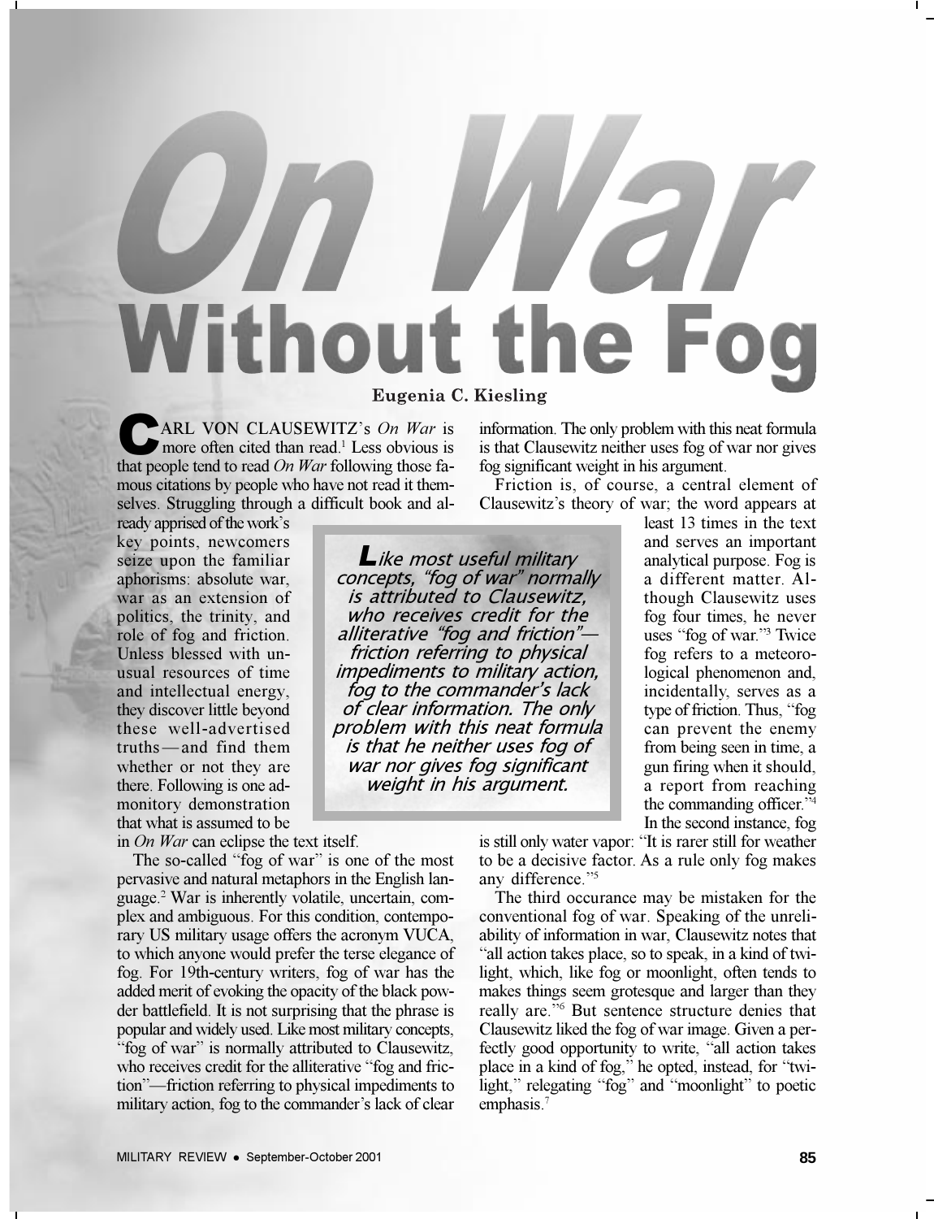# On War Without the Fog

Eugenia C. Kiesling

CARL VON CLAUSEWITZ's *On War* is more often cited than read.[1] Less obvious is that people tend to read *On War* following those famous citations by people who have not read it themselves. Struggling through a difficult book and already apprised of the work's key points, newcomers seize upon the familiar aphorisms: absolute war, war as an extension of politics, the trinity, and role of fog and friction. Unless blessed with unusual resources of time and intellectual energy, they discover little beyond these well-advertised truths—and find them whether or not they are there. Following is one admonitory demonstration that what is assumed to be in *On War* can eclipse the text itself.

The so-called "fog of war" is one of the most pervasive and natural metaphors in the English language.[2] War is inherently volatile, uncertain, complex and ambiguous. For this condition, contemporary US military usage offers the acronym VUCA, to which anyone would prefer the terse elegance of fog. For 19th-century writers, fog of war has the added merit of evoking the opacity of the black powder battlefield. It is not surprising that the phrase is popular and widely used. Like most military concepts, "fog of war" is normally attributed to Clausewitz, who receives credit for the alliterative "fog and friction"—friction referring to physical impediments to military action, fog to the commander's lack of clear information. The only problem with this neat formula is that Clausewitz neither uses fog of war nor gives fog significant weight in his argument.

> *Like most useful military concepts, "fog of war" normally is attributed to Clausewitz, who receives credit for the alliterative "fog and friction"—friction referring to physical impediments to military action, fog to the commander's lack of clear information. The only problem with this neat formula is that he neither uses fog of war nor gives fog significant weight in his argument.*

Friction is, of course, a central element of Clausewitz's theory of war; the word appears at least 13 times in the text and serves an important analytical purpose. Fog is a different matter. Although Clausewitz uses fog four times, he never uses "fog of war."[3] Twice fog refers to a meteorological phenomenon and, incidentally, serves as a type of friction. Thus, "fog can prevent the enemy from being seen in time, a gun firing when it should, a report from reaching the commanding officer."[4] In the second instance, fog is still only water vapor: "It is rarer still for weather to be a decisive factor. As a rule only fog makes any difference."[5]

The third occurance may be mistaken for the conventional fog of war. Speaking of the unreliability of information in war, Clausewitz notes that "all action takes place, so to speak, in a kind of twilight, which, like fog or moonlight, often tends to makes things seem grotesque and larger than they really are."[6] But sentence structure denies that Clausewitz liked the fog of war image. Given a perfectly good opportunity to write, "all action takes place in a kind of fog," he opted, instead, for "twilight," relegating "fog" and "moonlight" to poetic emphasis.[7]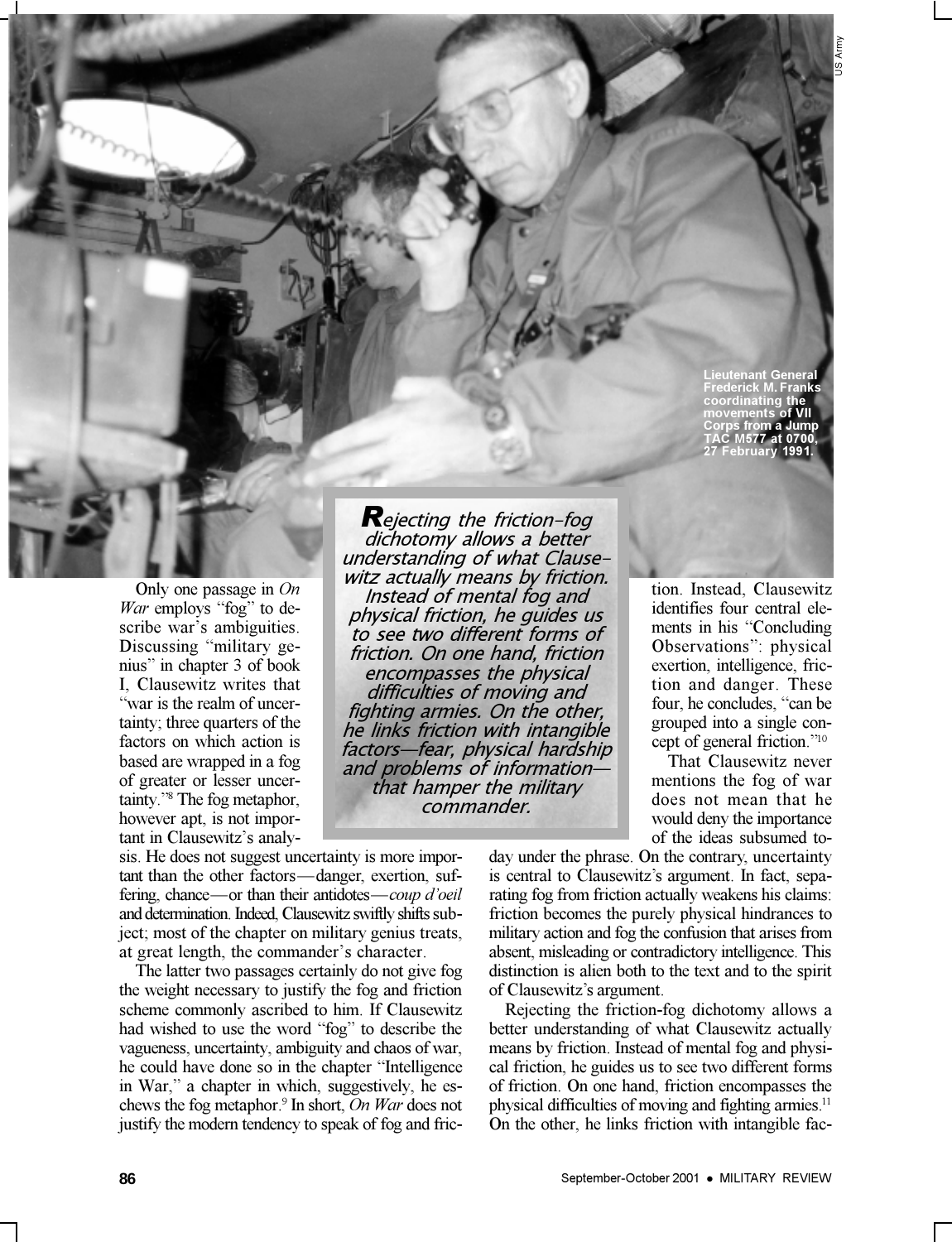Lieutenant General Frederick M. Franks coordinating the movements of VII Corps from a Jump TAC M577 at 0700, 27 February 1991.

> ***Rejecting the friction-fog dichotomy allows a better understanding of what Clausewitz actually means by friction. Instead of mental fog and physical friction, he guides us to see two different forms of friction. On one hand, friction encompasses the physical difficulties of moving and fighting armies. On the other, he links friction with intangible factors—fear, physical hardship and problems of information—that hamper the military commander.***

Only one passage in *On War* employs "fog" to describe war's ambiguities. Discussing "military genius" in chapter 3 of book I, Clausewitz writes that "war is the realm of uncertainty; three quarters of the factors on which action is based are wrapped in a fog of greater or lesser uncertainty."[8] The fog metaphor, however apt, is not important in Clausewitz's analysis. He does not suggest uncertainty is more important than the other factors—danger, exertion, suffering, chance—or than their antidotes—*coup d'oeil* and determination. Indeed, Clausewitz swiftly shifts subject; most of the chapter on military genius treats, at great length, the commander's character.

The latter two passages certainly do not give fog the weight necessary to justify the fog and friction scheme commonly ascribed to him. If Clausewitz had wished to use the word "fog" to describe the vagueness, uncertainty, ambiguity and chaos of war, he could have done so in the chapter "Intelligence in War," a chapter in which, suggestively, he eschews the fog metaphor.[9] In short, *On War* does not justify the modern tendency to speak of fog and friction. Instead, Clausewitz identifies four central elements in his "Concluding Observations": physical exertion, intelligence, friction and danger. These four, he concludes, "can be grouped into a single concept of general friction."[10]

That Clausewitz never mentions the fog of war does not mean that he would deny the importance of the ideas subsumed today under the phrase. On the contrary, uncertainty is central to Clausewitz's argument. In fact, separating fog from friction actually weakens his claims: friction becomes the purely physical hindrances to military action and fog the confusion that arises from absent, misleading or contradictory intelligence. This distinction is alien both to the text and to the spirit of Clausewitz's argument.

Rejecting the friction-fog dichotomy allows a better understanding of what Clausewitz actually means by friction. Instead of mental fog and physical friction, he guides us to see two different forms of friction. On one hand, friction encompasses the physical difficulties of moving and fighting armies.[11] On the other, he links friction with intangible fac-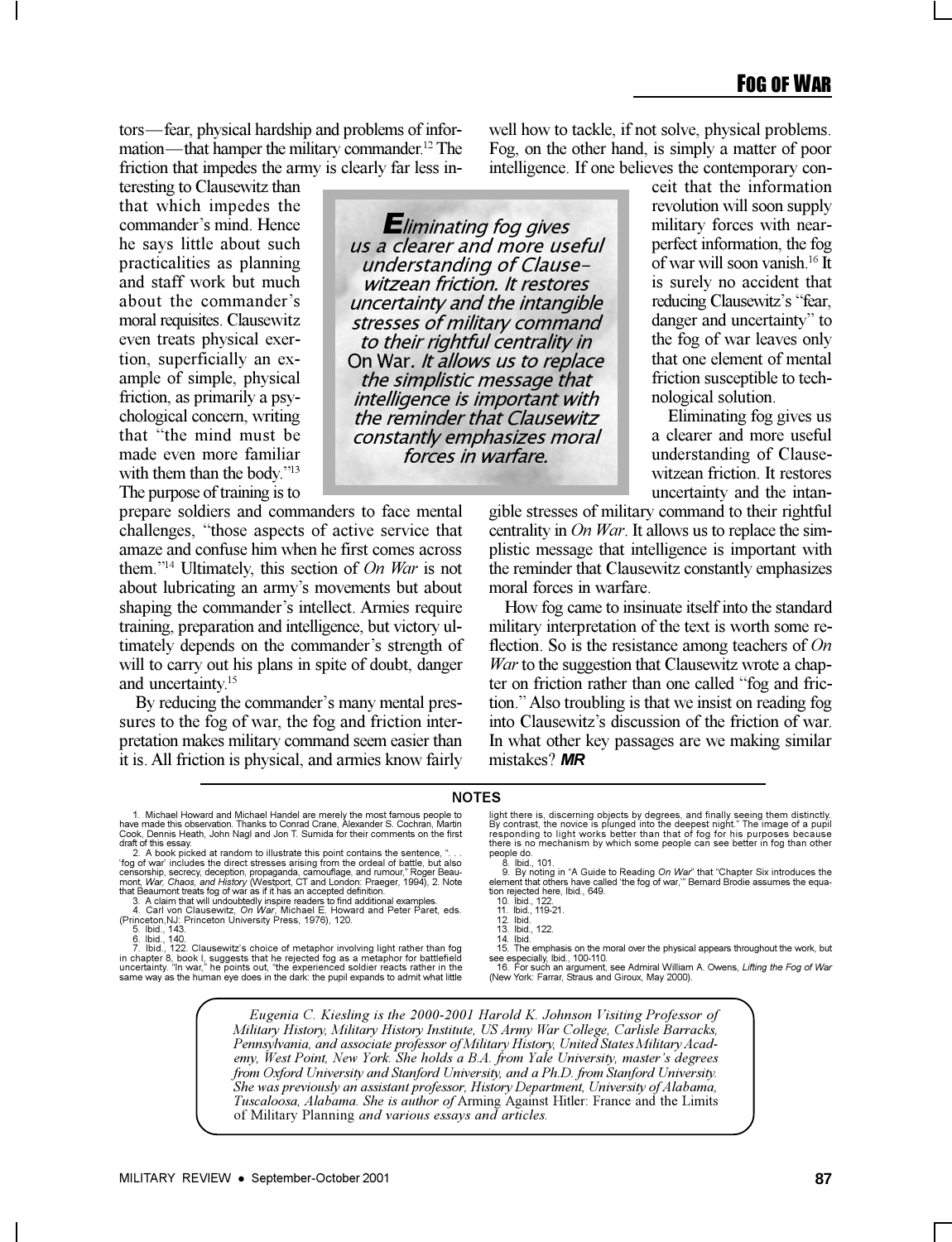tors—fear, physical hardship and problems of information—that hamper the military commander.[12] The friction that impedes the army is clearly far less interesting to Clausewitz than that which impedes the commander's mind. Hence he says little about such practicalities as planning and staff work but much about the commander's moral requisites. Clausewitz even treats physical exertion, superficially an example of simple, physical friction, as primarily a psychological concern, writing that "the mind must be made even more familiar with them than the body."[13] The purpose of training is to prepare soldiers and commanders to face mental challenges, "those aspects of active service that amaze and confuse him when he first comes across them."[14] Ultimately, this section of *On War* is not about lubricating an army's movements but about shaping the commander's intellect. Armies require training, preparation and intelligence, but victory ultimately depends on the commander's strength of will to carry out his plans in spite of doubt, danger and uncertainty.[15]

By reducing the commander's many mental pressures to the fog of war, the fog and friction interpretation makes military command seem easier than it is. All friction is physical, and armies know fairly well how to tackle, if not solve, physical problems. Fog, on the other hand, is simply a matter of poor intelligence. If one believes the contemporary conceit that the information revolution will soon supply military forces with near-perfect information, the fog of war will soon vanish.[16] It is surely no accident that reducing Clausewitz's "fear, danger and uncertainty" to the fog of war leaves only that one element of mental friction susceptible to technological solution.

*Eliminating fog gives us a clearer and more useful understanding of Clausewitzean friction. It restores uncertainty and the intangible stresses of military command to their rightful centrality in* On War. *It allows us to replace the simplistic message that intelligence is important with the reminder that Clausewitz constantly emphasizes moral forces in warfare.*

Eliminating fog gives us a clearer and more useful understanding of Clausewitzean friction. It restores uncertainty and the intangible stresses of military command to their rightful centrality in *On War*. It allows us to replace the simplistic message that intelligence is important with the reminder that Clausewitz constantly emphasizes moral forces in warfare.

How fog came to insinuate itself into the standard military interpretation of the text is worth some reflection. So is the resistance among teachers of *On War* to the suggestion that Clausewitz wrote a chapter on friction rather than one called "fog and friction." Also troubling is that we insist on reading fog into Clausewitz's discussion of the friction of war. In what other key passages are we making similar mistakes? ***MR***

## NOTES

1. Michael Howard and Michael Handel are merely the most famous people to have made this observation. Thanks to Conrad Crane, Alexander S. Cochran, Martin Cook, Dennis Heath, John Nagl and Jon T. Sumida for their comments on the first draft of this essay.

2. A book picked at random to illustrate this point contains the sentence, ". . . 'fog of war' includes the direct stresses arising from the ordeal of battle, but also censorship, secrecy, deception, propaganda, camouflage, and rumour," Roger Beaumont, *War, Chaos, and History* (Westport, CT and London: Praeger, 1994), 2. Note that Beaumont treats fog of war as if it has an accepted definition.

3. A claim that will undoubtedly inspire readers to find additional examples.

4. Carl von Clausewitz, *On War*, Michael E. Howard and Peter Paret, eds. (Princeton,NJ: Princeton University Press, 1976), 120.

5. Ibid., 143.

6. Ibid., 140.

7. Ibid., 122. Clausewitz's choice of metaphor involving light rather than fog in chapter 8, book I, suggests that he rejected fog as a metaphor for battlefield uncertainty. "In war," he points out, "the experienced soldier reacts rather in the same way as the human eye does in the dark: the pupil expands to admit what little light there is, discerning objects by degrees, and finally seeing them distinctly. By contrast, the novice is plunged into the deepest night." The image of a pupil responding to light works better than that of fog for his purposes because there is no mechanism by which some people can see better in fog than other people do.

8. Ibid., 101.

9. By noting in "A Guide to Reading *On War*" that "Chapter Six introduces the element that others have called 'the fog of war,'" Bernard Brodie assumes the equation rejected here, Ibid., 649.

10. Ibid., 122.

11. Ibid., 119-21.

12. Ibid.

13. Ibid., 122.

14. Ibid.

15. The emphasis on the moral over the physical appears throughout the work, but see especially, Ibid., 100-110.

16. For such an argument, see Admiral William A. Owens, *Lifting the Fog of War* (New York: Farrar, Straus and Giroux, May 2000).

*Eugenia C. Kiesling is the 2000-2001 Harold K. Johnson Visiting Professor of Military History, Military History Institute, US Army War College, Carlisle Barracks, Pennsylvania, and associate professor of Military History, United States Military Academy, West Point, New York. She holds a B.A. from Yale University, master's degrees from Oxford University and Stanford University, and a Ph.D. from Stanford University. She was previously an assistant professor, History Department, University of Alabama, Tuscaloosa, Alabama. She is author of* Arming Against Hitler: France and the Limits of Military Planning *and various essays and articles.*